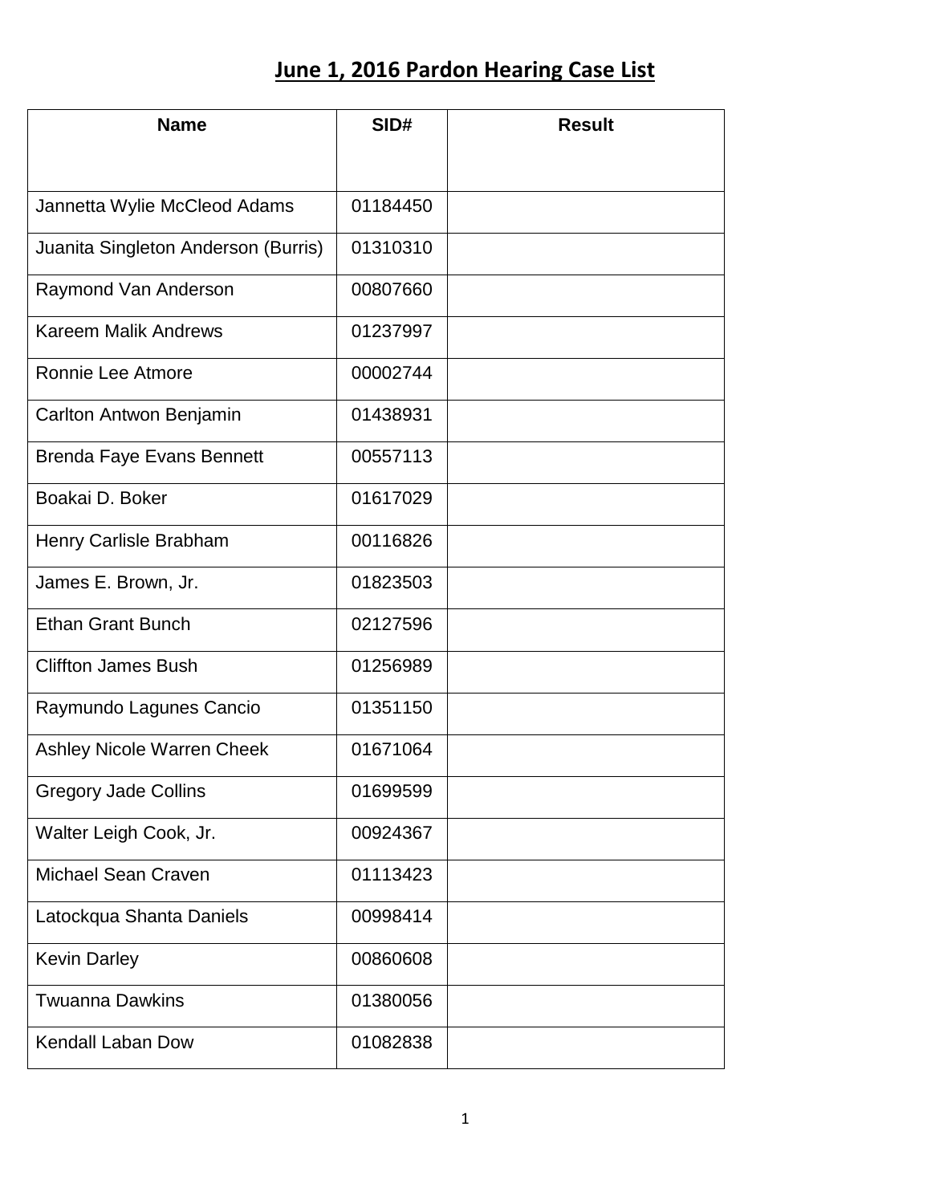# June 1, 2016 Pardon Hearing Case List

| Name | SID# | Result |
|---|---|---|
| Jannetta Wylie McCleod Adams | 01184450 | |
| Juanita Singleton Anderson (Burris) | 01310310 | |
| Raymond Van Anderson | 00807660 | |
| Kareem Malik Andrews | 01237997 | |
| Ronnie Lee Atmore | 00002744 | |
| Carlton Antwon Benjamin | 01438931 | |
| Brenda Faye Evans Bennett | 00557113 | |
| Boakai D. Boker | 01617029 | |
| Henry Carlisle Brabham | 00116826 | |
| James E. Brown, Jr. | 01823503 | |
| Ethan Grant Bunch | 02127596 | |
| Cliffton James Bush | 01256989 | |
| Raymundo Lagunes Cancio | 01351150 | |
| Ashley Nicole Warren Cheek | 01671064 | |
| Gregory Jade Collins | 01699599 | |
| Walter Leigh Cook, Jr. | 00924367 | |
| Michael Sean Craven | 01113423 | |
| Latockqua Shanta Daniels | 00998414 | |
| Kevin Darley | 00860608 | |
| Twuanna Dawkins | 01380056 | |
| Kendall Laban Dow | 01082838 | |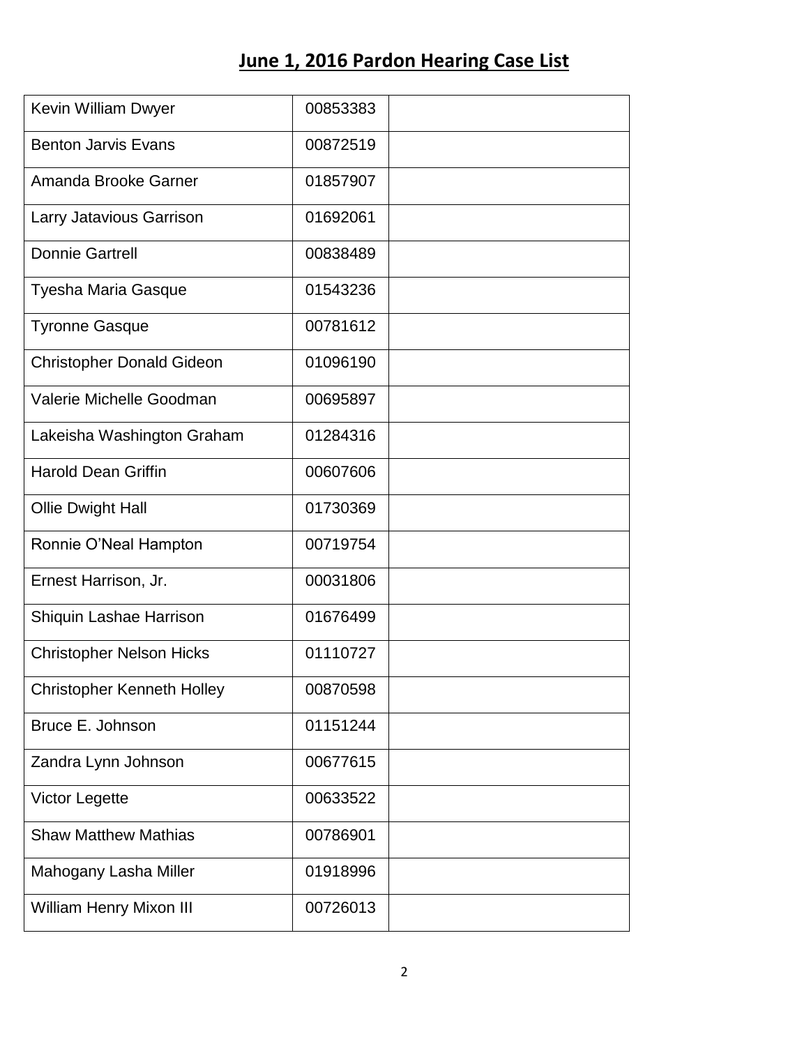# June 1, 2016 Pardon Hearing Case List

| | | |
|---|---|---|
| Kevin William Dwyer | 00853383 | |
| Benton Jarvis Evans | 00872519 | |
| Amanda Brooke Garner | 01857907 | |
| Larry Jatavious Garrison | 01692061 | |
| Donnie Gartrell | 00838489 | |
| Tyesha Maria Gasque | 01543236 | |
| Tyronne Gasque | 00781612 | |
| Christopher Donald Gideon | 01096190 | |
| Valerie Michelle Goodman | 00695897 | |
| Lakeisha Washington Graham | 01284316 | |
| Harold Dean Griffin | 00607606 | |
| Ollie Dwight Hall | 01730369 | |
| Ronnie O'Neal Hampton | 00719754 | |
| Ernest Harrison, Jr. | 00031806 | |
| Shiquin Lashae Harrison | 01676499 | |
| Christopher Nelson Hicks | 01110727 | |
| Christopher Kenneth Holley | 00870598 | |
| Bruce E. Johnson | 01151244 | |
| Zandra Lynn Johnson | 00677615 | |
| Victor Legette | 00633522 | |
| Shaw Matthew Mathias | 00786901 | |
| Mahogany Lasha Miller | 01918996 | |
| William Henry Mixon III | 00726013 | |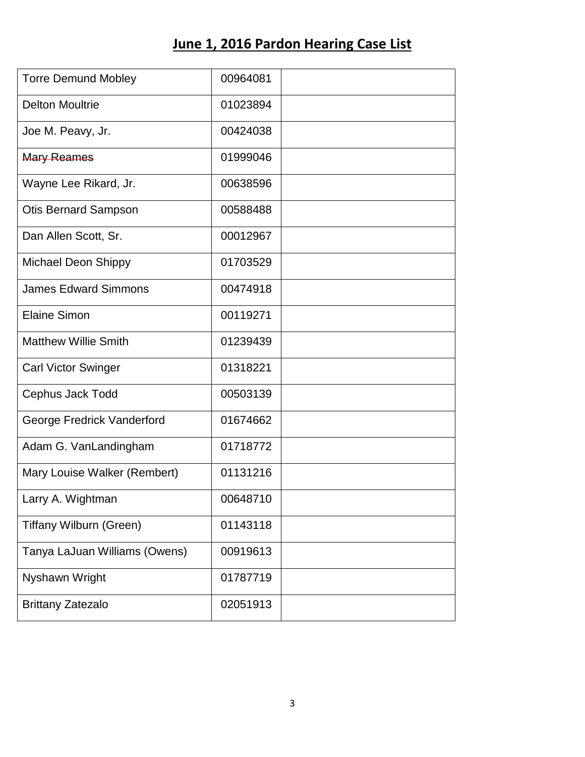## June 1, 2016 Pardon Hearing Case List

| | | |
|---|---|---|
| Torre Demund Mobley | 00964081 | |
| Delton Moultrie | 01023894 | |
| Joe M. Peavy, Jr. | 00424038 | |
| ~~Mary Reames~~ | 01999046 | |
| Wayne Lee Rikard, Jr. | 00638596 | |
| Otis Bernard Sampson | 00588488 | |
| Dan Allen Scott, Sr. | 00012967 | |
| Michael Deon Shippy | 01703529 | |
| James Edward Simmons | 00474918 | |
| Elaine Simon | 00119271 | |
| Matthew Willie Smith | 01239439 | |
| Carl Victor Swinger | 01318221 | |
| Cephus Jack Todd | 00503139 | |
| George Fredrick Vanderford | 01674662 | |
| Adam G. VanLandingham | 01718772 | |
| Mary Louise Walker (Rembert) | 01131216 | |
| Larry A. Wightman | 00648710 | |
| Tiffany Wilburn (Green) | 01143118 | |
| Tanya LaJuan Williams (Owens) | 00919613 | |
| Nyshawn Wright | 01787719 | |
| Brittany Zatezalo | 02051913 | |